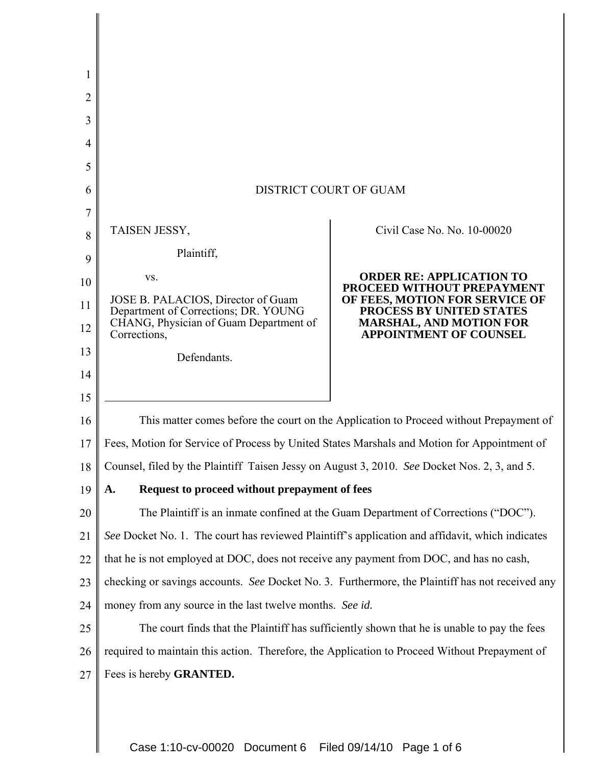DISTRICT COURT OF GUAM

| | |
|---|---|
| TAISEN JESSY,<br><br>Plaintiff,<br><br>vs.<br><br>JOSE B. PALACIOS, Director of Guam Department of Corrections; DR. YOUNG CHANG, Physician of Guam Department of Corrections,<br><br>Defendants. | Civil Case No. No. 10-00020<br><br>**ORDER RE: APPLICATION TO PROCEED WITHOUT PREPAYMENT OF FEES, MOTION FOR SERVICE OF PROCESS BY UNITED STATES MARSHAL, AND MOTION FOR APPOINTMENT OF COUNSEL** |

This matter comes before the court on the Application to Proceed without Prepayment of Fees, Motion for Service of Process by United States Marshals and Motion for Appointment of Counsel, filed by the Plaintiff Taisen Jessy on August 3, 2010. *See* Docket Nos. 2, 3, and 5.

## A. Request to proceed without prepayment of fees

The Plaintiff is an inmate confined at the Guam Department of Corrections ("DOC"). *See* Docket No. 1. The court has reviewed Plaintiff's application and affidavit, which indicates that he is not employed at DOC, does not receive any payment from DOC, and has no cash, checking or savings accounts. *See* Docket No. 3. Furthermore, the Plaintiff has not received any money from any source in the last twelve months. *See id.*

The court finds that the Plaintiff has sufficiently shown that he is unable to pay the fees required to maintain this action. Therefore, the Application to Proceed Without Prepayment of Fees is hereby **GRANTED.**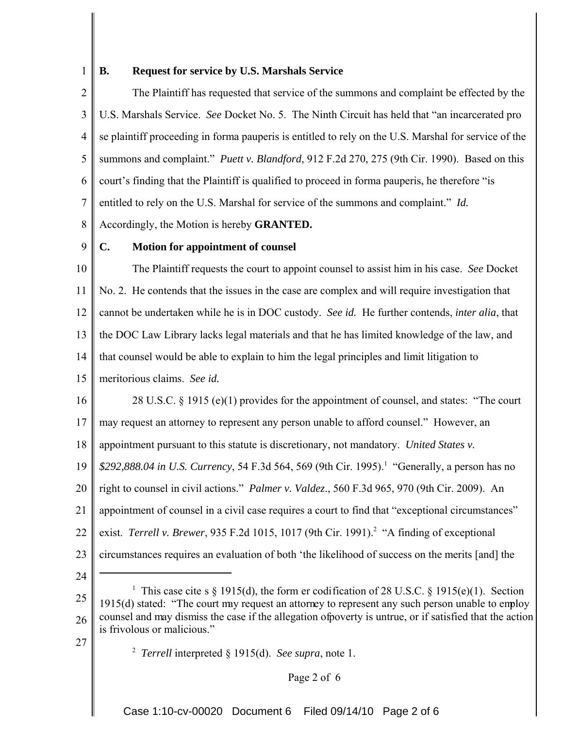## B. Request for service by U.S. Marshals Service

The Plaintiff has requested that service of the summons and complaint be effected by the U.S. Marshals Service. *See* Docket No. 5. The Ninth Circuit has held that "an incarcerated pro se plaintiff proceeding in forma pauperis is entitled to rely on the U.S. Marshal for service of the summons and complaint." *Puett v. Blandford*, 912 F.2d 270, 275 (9th Cir. 1990). Based on this court's finding that the Plaintiff is qualified to proceed in forma pauperis, he therefore "is entitled to rely on the U.S. Marshal for service of the summons and complaint." *Id.* Accordingly, the Motion is hereby **GRANTED.**

## C. Motion for appointment of counsel

The Plaintiff requests the court to appoint counsel to assist him in his case. *See* Docket No. 2. He contends that the issues in the case are complex and will require investigation that cannot be undertaken while he is in DOC custody. *See id.* He further contends, *inter alia*, that the DOC Law Library lacks legal materials and that he has limited knowledge of the law, and that counsel would be able to explain to him the legal principles and limit litigation to meritorious claims. *See id.*

28 U.S.C. § 1915 (e)(1) provides for the appointment of counsel, and states: "The court may request an attorney to represent any person unable to afford counsel." However, an appointment pursuant to this statute is discretionary, not mandatory. *United States v. $292,888.04 in U.S. Currency*, 54 F.3d 564, 569 (9th Cir. 1995).[1] "Generally, a person has no right to counsel in civil actions." *Palmer v. Valdez*., 560 F.3d 965, 970 (9th Cir. 2009). An appointment of counsel in a civil case requires a court to find that "exceptional circumstances" exist. *Terrell v. Brewer*, 935 F.2d 1015, 1017 (9th Cir. 1991).[2] "A finding of exceptional circumstances requires an evaluation of both 'the likelihood of success on the merits [and] the

---

[1] This case cites § 1915(d), the former codification of 28 U.S.C. § 1915(e)(1). Section 1915(d) stated: "The court may request an attorney to represent any such person unable to employ counsel and may dismiss the case if the allegation of poverty is untrue, or if satisfied that the action is frivolous or malicious."

[2] *Terrell* interpreted § 1915(d). *See supra*, note 1.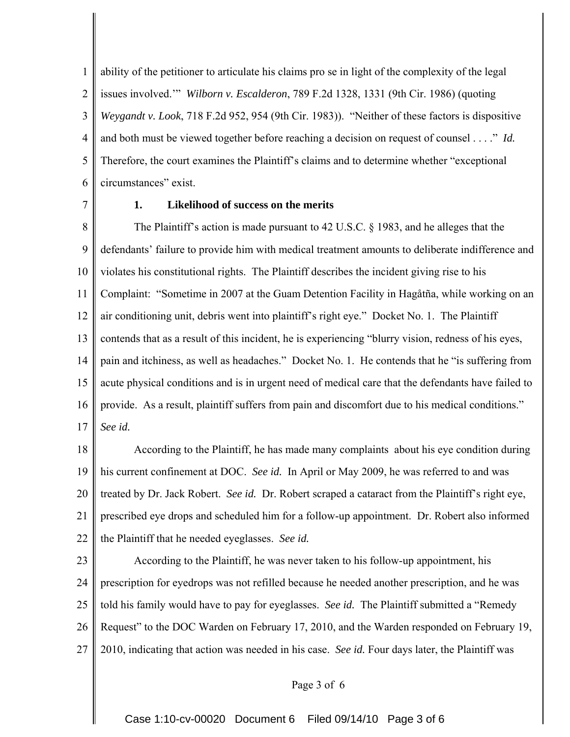ability of the petitioner to articulate his claims pro se in light of the complexity of the legal issues involved.'" *Wilborn v. Escalderon*, 789 F.2d 1328, 1331 (9th Cir. 1986) (quoting *Weygandt v. Look*, 718 F.2d 952, 954 (9th Cir. 1983)). "Neither of these factors is dispositive and both must be viewed together before reaching a decision on request of counsel . . . ." *Id.* Therefore, the court examines the Plaintiff's claims and to determine whether "exceptional circumstances" exist.

**1. Likelihood of success on the merits**

The Plaintiff's action is made pursuant to 42 U.S.C. § 1983, and he alleges that the defendants' failure to provide him with medical treatment amounts to deliberate indifference and violates his constitutional rights. The Plaintiff describes the incident giving rise to his Complaint: "Sometime in 2007 at the Guam Detention Facility in Hagåtña, while working on an air conditioning unit, debris went into plaintiff's right eye." Docket No. 1. The Plaintiff contends that as a result of this incident, he is experiencing "blurry vision, redness of his eyes, pain and itchiness, as well as headaches." Docket No. 1. He contends that he "is suffering from acute physical conditions and is in urgent need of medical care that the defendants have failed to provide. As a result, plaintiff suffers from pain and discomfort due to his medical conditions." *See id.*

According to the Plaintiff, he has made many complaints about his eye condition during his current confinement at DOC. *See id.* In April or May 2009, he was referred to and was treated by Dr. Jack Robert. *See id.* Dr. Robert scraped a cataract from the Plaintiff's right eye, prescribed eye drops and scheduled him for a follow-up appointment. Dr. Robert also informed the Plaintiff that he needed eyeglasses. *See id.*

According to the Plaintiff, he was never taken to his follow-up appointment, his prescription for eyedrops was not refilled because he needed another prescription, and he was told his family would have to pay for eyeglasses. *See id.* The Plaintiff submitted a "Remedy Request" to the DOC Warden on February 17, 2010, and the Warden responded on February 19, 2010, indicating that action was needed in his case. *See id.* Four days later, the Plaintiff was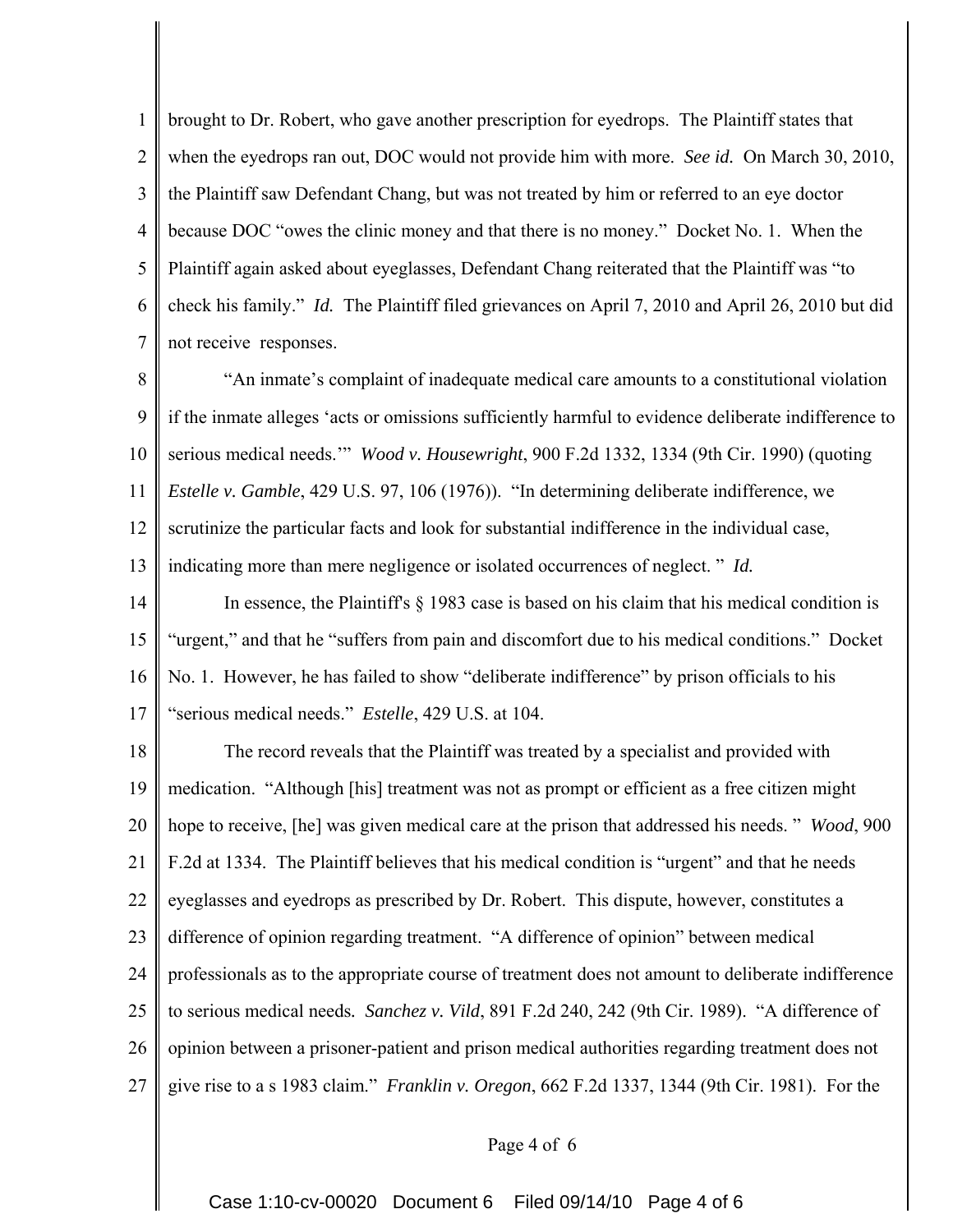brought to Dr. Robert, who gave another prescription for eyedrops. The Plaintiff states that when the eyedrops ran out, DOC would not provide him with more. *See id.* On March 30, 2010, the Plaintiff saw Defendant Chang, but was not treated by him or referred to an eye doctor because DOC "owes the clinic money and that there is no money." Docket No. 1. When the Plaintiff again asked about eyeglasses, Defendant Chang reiterated that the Plaintiff was "to check his family." *Id.* The Plaintiff filed grievances on April 7, 2010 and April 26, 2010 but did not receive responses.

"An inmate's complaint of inadequate medical care amounts to a constitutional violation if the inmate alleges 'acts or omissions sufficiently harmful to evidence deliberate indifference to serious medical needs.'" *Wood v. Housewright*, 900 F.2d 1332, 1334 (9th Cir. 1990) (quoting *Estelle v. Gamble*, 429 U.S. 97, 106 (1976)). "In determining deliberate indifference, we scrutinize the particular facts and look for substantial indifference in the individual case, indicating more than mere negligence or isolated occurrences of neglect. " *Id.*

In essence, the Plaintiff's § 1983 case is based on his claim that his medical condition is "urgent," and that he "suffers from pain and discomfort due to his medical conditions." Docket No. 1. However, he has failed to show "deliberate indifference" by prison officials to his "serious medical needs." *Estelle*, 429 U.S. at 104.

The record reveals that the Plaintiff was treated by a specialist and provided with medication. "Although [his] treatment was not as prompt or efficient as a free citizen might hope to receive, [he] was given medical care at the prison that addressed his needs. " *Wood*, 900 F.2d at 1334. The Plaintiff believes that his medical condition is "urgent" and that he needs eyeglasses and eyedrops as prescribed by Dr. Robert. This dispute, however, constitutes a difference of opinion regarding treatment. "A difference of opinion" between medical professionals as to the appropriate course of treatment does not amount to deliberate indifference to serious medical needs. *Sanchez v. Vild*, 891 F.2d 240, 242 (9th Cir. 1989). "A difference of opinion between a prisoner-patient and prison medical authorities regarding treatment does not give rise to a s 1983 claim." *Franklin v. Oregon*, 662 F.2d 1337, 1344 (9th Cir. 1981). For the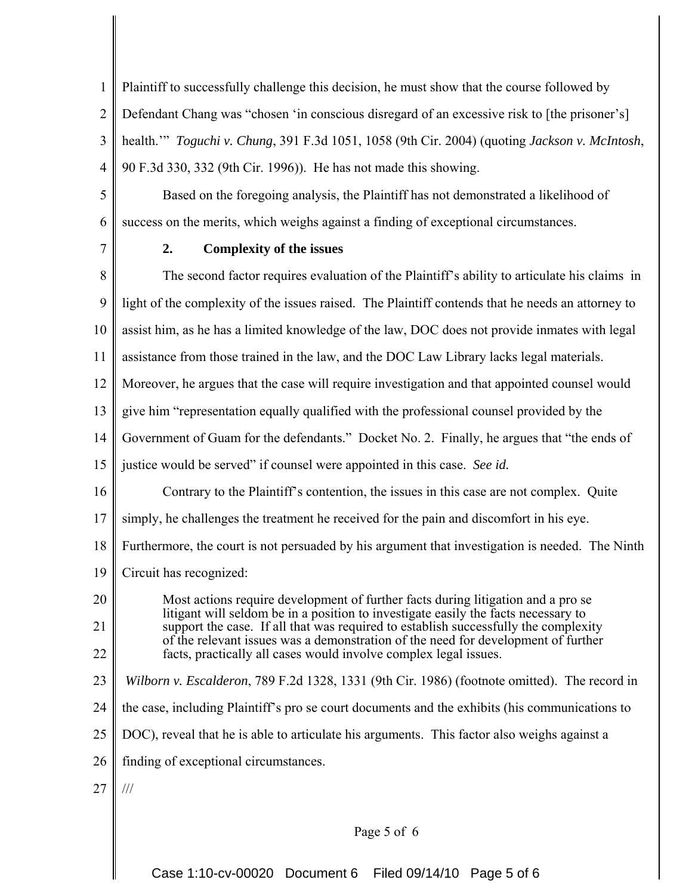Plaintiff to successfully challenge this decision, he must show that the course followed by Defendant Chang was "chosen 'in conscious disregard of an excessive risk to [the prisoner's] health.'" *Toguchi v. Chung*, 391 F.3d 1051, 1058 (9th Cir. 2004) (quoting *Jackson v. McIntosh*, 90 F.3d 330, 332 (9th Cir. 1996)). He has not made this showing.

Based on the foregoing analysis, the Plaintiff has not demonstrated a likelihood of success on the merits, which weighs against a finding of exceptional circumstances.

**2. Complexity of the issues**

The second factor requires evaluation of the Plaintiff's ability to articulate his claims in light of the complexity of the issues raised. The Plaintiff contends that he needs an attorney to assist him, as he has a limited knowledge of the law, DOC does not provide inmates with legal assistance from those trained in the law, and the DOC Law Library lacks legal materials. Moreover, he argues that the case will require investigation and that appointed counsel would give him "representation equally qualified with the professional counsel provided by the Government of Guam for the defendants." Docket No. 2. Finally, he argues that "the ends of justice would be served" if counsel were appointed in this case. *See id.*

Contrary to the Plaintiff's contention, the issues in this case are not complex. Quite simply, he challenges the treatment he received for the pain and discomfort in his eye. Furthermore, the court is not persuaded by his argument that investigation is needed. The Ninth Circuit has recognized:

> Most actions require development of further facts during litigation and a pro se litigant will seldom be in a position to investigate easily the facts necessary to support the case. If all that was required to establish successfully the complexity of the relevant issues was a demonstration of the need for development of further facts, practically all cases would involve complex legal issues.

*Wilborn v. Escalderon*, 789 F.2d 1328, 1331 (9th Cir. 1986) (footnote omitted). The record in the case, including Plaintiff's pro se court documents and the exhibits (his communications to DOC), reveal that he is able to articulate his arguments. This factor also weighs against a finding of exceptional circumstances.

///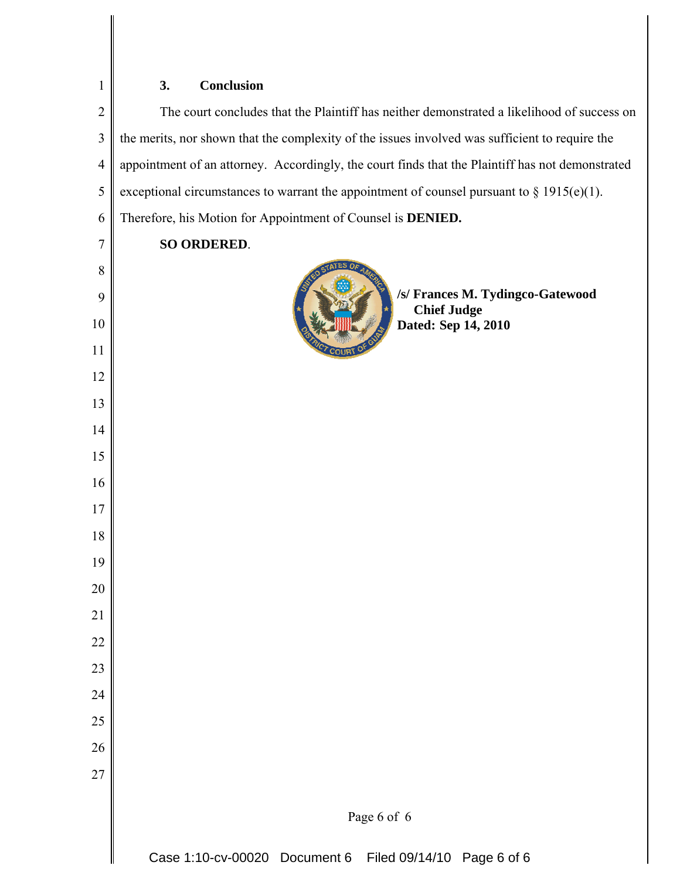### 3. Conclusion

The court concludes that the Plaintiff has neither demonstrated a likelihood of success on the merits, nor shown that the complexity of the issues involved was sufficient to require the appointment of an attorney. Accordingly, the court finds that the Plaintiff has not demonstrated exceptional circumstances to warrant the appointment of counsel pursuant to § 1915(e)(1). Therefore, his Motion for Appointment of Counsel is **DENIED.**

**SO ORDERED**.

**/s/ Frances M. Tydingco-Gatewood**
**Chief Judge**
**Dated: Sep 14, 2010**